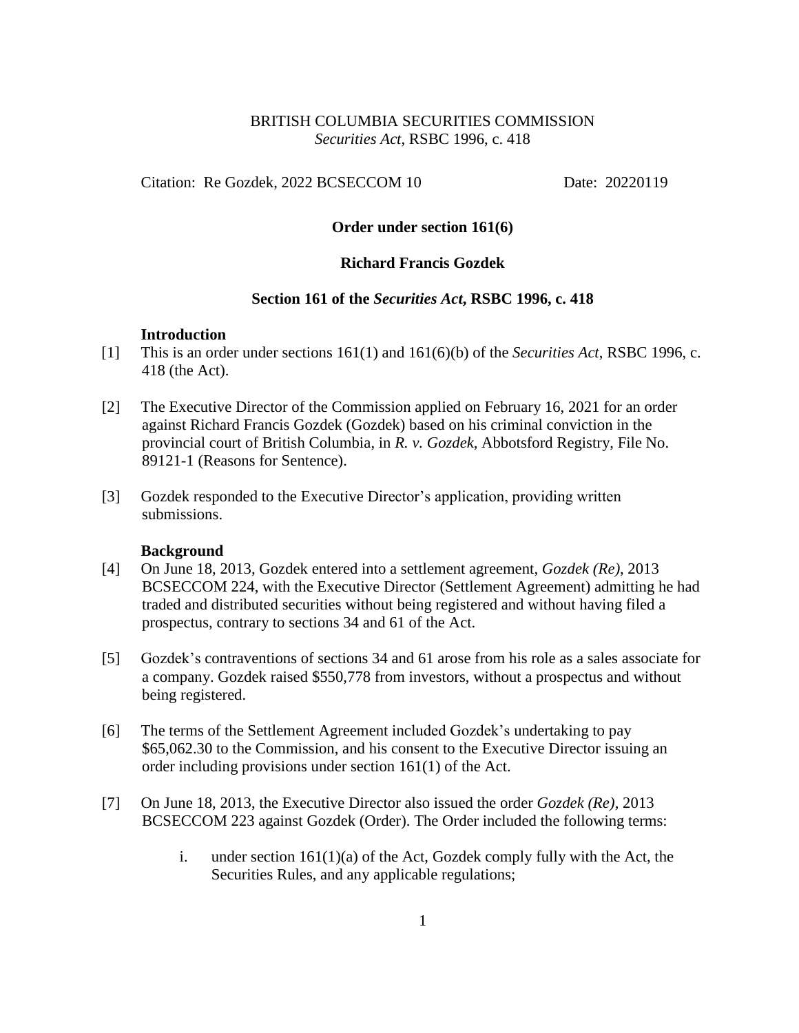BRITISH COLUMBIA SECURITIES COMMISSION
*Securities Act*, RSBC 1996, c. 418

Citation: Re Gozdek, 2022 BCSECCOM 10 Date: 20220119

**Order under section 161(6)**

**Richard Francis Gozdek**

**Section 161 of the *Securities Act*, RSBC 1996, c. 418**

**Introduction**

[1] This is an order under sections 161(1) and 161(6)(b) of the *Securities Act*, RSBC 1996, c. 418 (the Act).

[2] The Executive Director of the Commission applied on February 16, 2021 for an order against Richard Francis Gozdek (Gozdek) based on his criminal conviction in the provincial court of British Columbia, in *R. v. Gozdek*, Abbotsford Registry, File No. 89121-1 (Reasons for Sentence).

[3] Gozdek responded to the Executive Director's application, providing written submissions.

**Background**

[4] On June 18, 2013, Gozdek entered into a settlement agreement, *Gozdek (Re)*, 2013 BCSECCOM 224, with the Executive Director (Settlement Agreement) admitting he had traded and distributed securities without being registered and without having filed a prospectus, contrary to sections 34 and 61 of the Act.

[5] Gozdek's contraventions of sections 34 and 61 arose from his role as a sales associate for a company. Gozdek raised $550,778 from investors, without a prospectus and without being registered.

[6] The terms of the Settlement Agreement included Gozdek's undertaking to pay $65,062.30 to the Commission, and his consent to the Executive Director issuing an order including provisions under section 161(1) of the Act.

[7] On June 18, 2013, the Executive Director also issued the order *Gozdek (Re)*, 2013 BCSECCOM 223 against Gozdek (Order). The Order included the following terms:

i. under section 161(1)(a) of the Act, Gozdek comply fully with the Act, the Securities Rules, and any applicable regulations;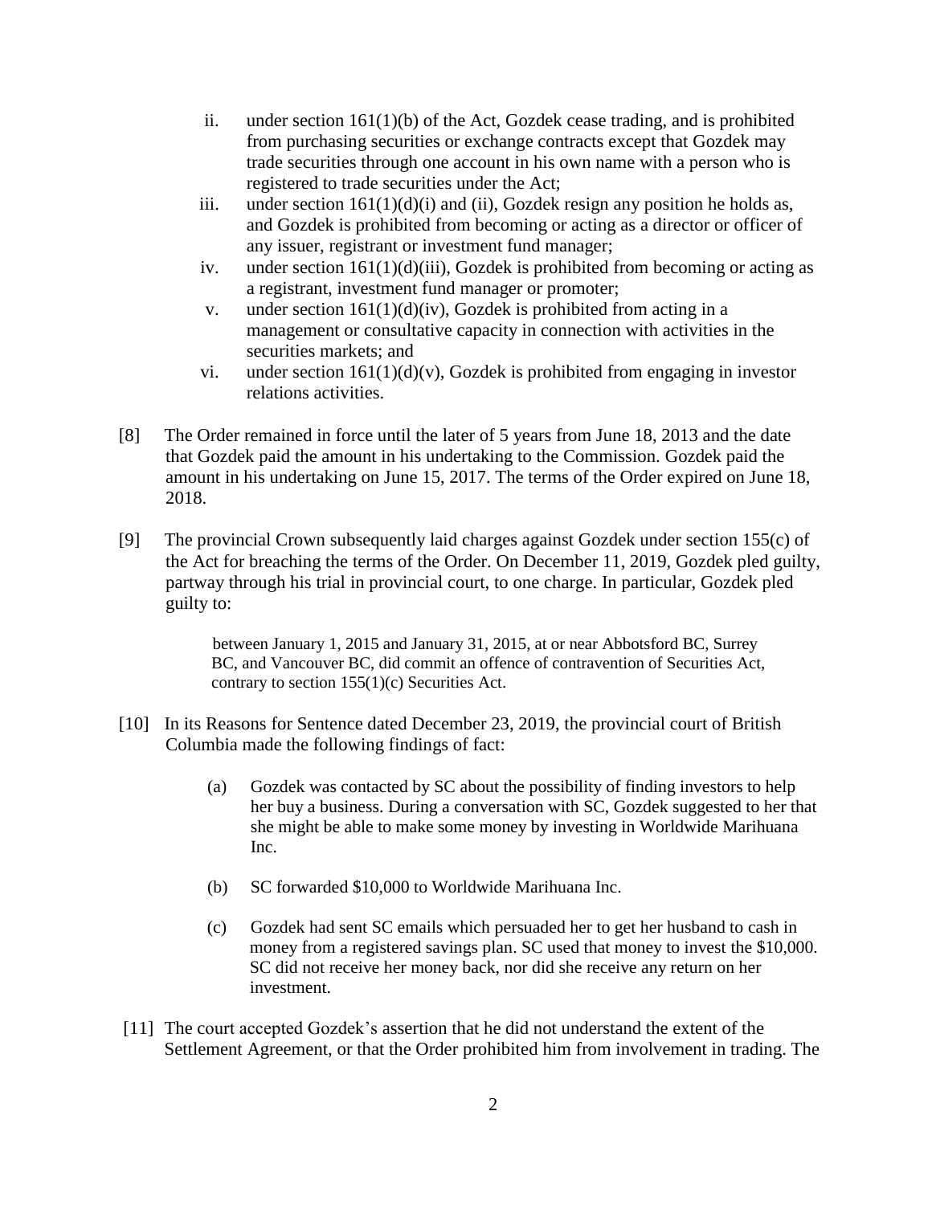ii. under section 161(1)(b) of the Act, Gozdek cease trading, and is prohibited from purchasing securities or exchange contracts except that Gozdek may trade securities through one account in his own name with a person who is registered to trade securities under the Act;

iii. under section 161(1)(d)(i) and (ii), Gozdek resign any position he holds as, and Gozdek is prohibited from becoming or acting as a director or officer of any issuer, registrant or investment fund manager;

iv. under section 161(1)(d)(iii), Gozdek is prohibited from becoming or acting as a registrant, investment fund manager or promoter;

v. under section 161(1)(d)(iv), Gozdek is prohibited from acting in a management or consultative capacity in connection with activities in the securities markets; and

vi. under section 161(1)(d)(v), Gozdek is prohibited from engaging in investor relations activities.

[8] The Order remained in force until the later of 5 years from June 18, 2013 and the date that Gozdek paid the amount in his undertaking to the Commission. Gozdek paid the amount in his undertaking on June 15, 2017. The terms of the Order expired on June 18, 2018.

[9] The provincial Crown subsequently laid charges against Gozdek under section 155(c) of the Act for breaching the terms of the Order. On December 11, 2019, Gozdek pled guilty, partway through his trial in provincial court, to one charge. In particular, Gozdek pled guilty to:

> between January 1, 2015 and January 31, 2015, at or near Abbotsford BC, Surrey BC, and Vancouver BC, did commit an offence of contravention of Securities Act, contrary to section 155(1)(c) Securities Act.

[10] In its Reasons for Sentence dated December 23, 2019, the provincial court of British Columbia made the following findings of fact:

(a) Gozdek was contacted by SC about the possibility of finding investors to help her buy a business. During a conversation with SC, Gozdek suggested to her that she might be able to make some money by investing in Worldwide Marihuana Inc.

(b) SC forwarded $10,000 to Worldwide Marihuana Inc.

(c) Gozdek had sent SC emails which persuaded her to get her husband to cash in money from a registered savings plan. SC used that money to invest the $10,000. SC did not receive her money back, nor did she receive any return on her investment.

[11] The court accepted Gozdek's assertion that he did not understand the extent of the Settlement Agreement, or that the Order prohibited him from involvement in trading. The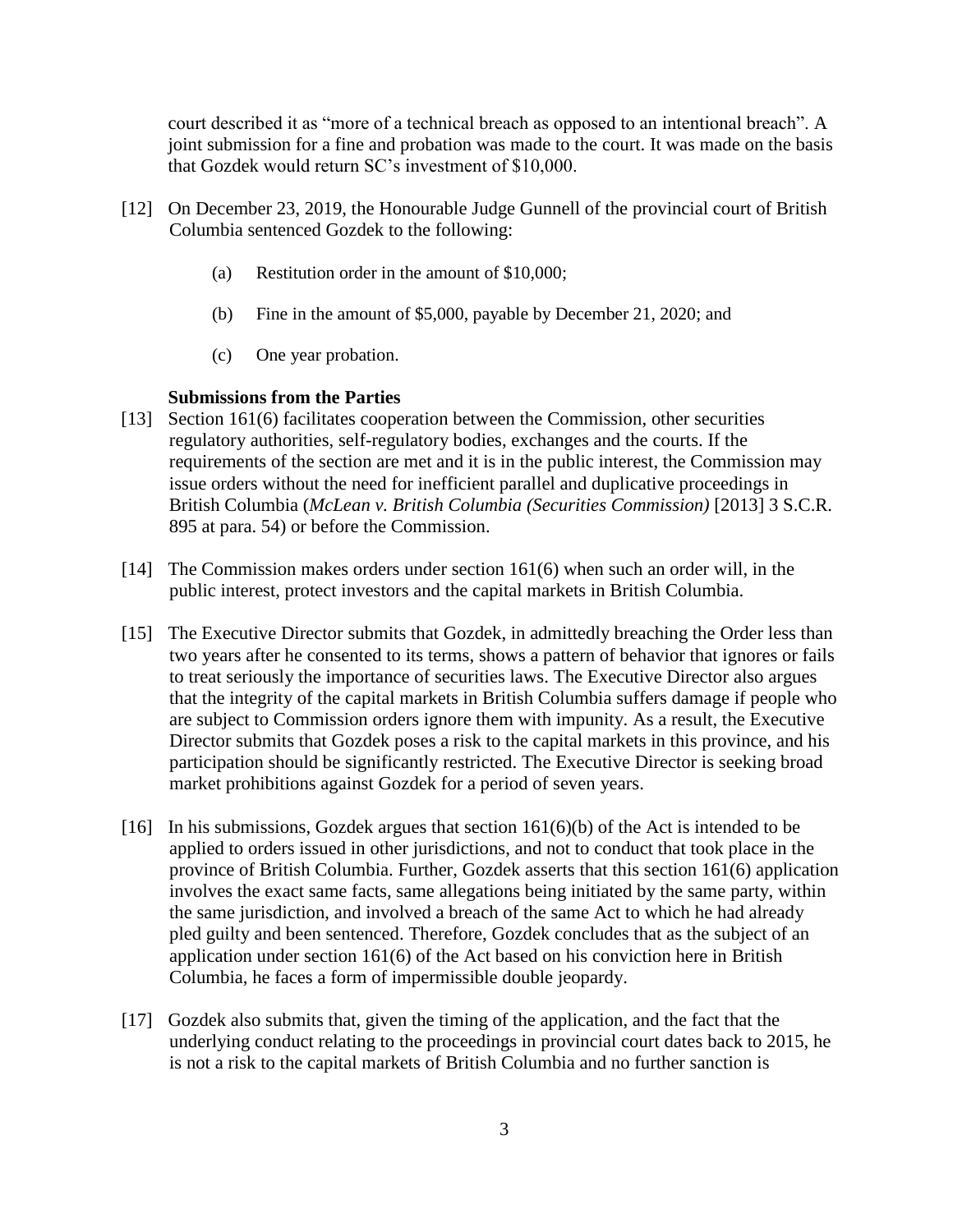court described it as "more of a technical breach as opposed to an intentional breach". A joint submission for a fine and probation was made to the court. It was made on the basis that Gozdek would return SC's investment of $10,000.

[12] On December 23, 2019, the Honourable Judge Gunnell of the provincial court of British Columbia sentenced Gozdek to the following:

(a) Restitution order in the amount of $10,000;

(b) Fine in the amount of $5,000, payable by December 21, 2020; and

(c) One year probation.

**Submissions from the Parties**

[13] Section 161(6) facilitates cooperation between the Commission, other securities regulatory authorities, self-regulatory bodies, exchanges and the courts. If the requirements of the section are met and it is in the public interest, the Commission may issue orders without the need for inefficient parallel and duplicative proceedings in British Columbia (*McLean v. British Columbia (Securities Commission)* [2013] 3 S.C.R. 895 at para. 54) or before the Commission.

[14] The Commission makes orders under section 161(6) when such an order will, in the public interest, protect investors and the capital markets in British Columbia.

[15] The Executive Director submits that Gozdek, in admittedly breaching the Order less than two years after he consented to its terms, shows a pattern of behavior that ignores or fails to treat seriously the importance of securities laws. The Executive Director also argues that the integrity of the capital markets in British Columbia suffers damage if people who are subject to Commission orders ignore them with impunity. As a result, the Executive Director submits that Gozdek poses a risk to the capital markets in this province, and his participation should be significantly restricted. The Executive Director is seeking broad market prohibitions against Gozdek for a period of seven years.

[16] In his submissions, Gozdek argues that section 161(6)(b) of the Act is intended to be applied to orders issued in other jurisdictions, and not to conduct that took place in the province of British Columbia. Further, Gozdek asserts that this section 161(6) application involves the exact same facts, same allegations being initiated by the same party, within the same jurisdiction, and involved a breach of the same Act to which he had already pled guilty and been sentenced. Therefore, Gozdek concludes that as the subject of an application under section 161(6) of the Act based on his conviction here in British Columbia, he faces a form of impermissible double jeopardy.

[17] Gozdek also submits that, given the timing of the application, and the fact that the underlying conduct relating to the proceedings in provincial court dates back to 2015, he is not a risk to the capital markets of British Columbia and no further sanction is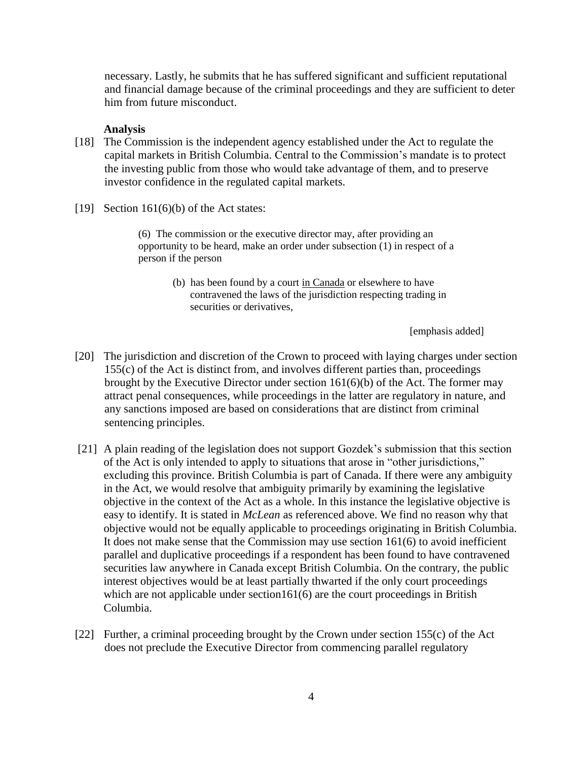necessary. Lastly, he submits that he has suffered significant and sufficient reputational and financial damage because of the criminal proceedings and they are sufficient to deter him from future misconduct.

**Analysis**

[18] The Commission is the independent agency established under the Act to regulate the capital markets in British Columbia. Central to the Commission's mandate is to protect the investing public from those who would take advantage of them, and to preserve investor confidence in the regulated capital markets.

[19] Section 161(6)(b) of the Act states:

> (6) The commission or the executive director may, after providing an opportunity to be heard, make an order under subsection (1) in respect of a person if the person
>
> > (b) has been found by a court <u>in Canada</u> or elsewhere to have contravened the laws of the jurisdiction respecting trading in securities or derivatives,
>
> [emphasis added]

[20] The jurisdiction and discretion of the Crown to proceed with laying charges under section 155(c) of the Act is distinct from, and involves different parties than, proceedings brought by the Executive Director under section 161(6)(b) of the Act. The former may attract penal consequences, while proceedings in the latter are regulatory in nature, and any sanctions imposed are based on considerations that are distinct from criminal sentencing principles.

[21] A plain reading of the legislation does not support Gozdek's submission that this section of the Act is only intended to apply to situations that arose in "other jurisdictions," excluding this province. British Columbia is part of Canada. If there were any ambiguity in the Act, we would resolve that ambiguity primarily by examining the legislative objective in the context of the Act as a whole. In this instance the legislative objective is easy to identify. It is stated in *McLean* as referenced above. We find no reason why that objective would not be equally applicable to proceedings originating in British Columbia. It does not make sense that the Commission may use section 161(6) to avoid inefficient parallel and duplicative proceedings if a respondent has been found to have contravened securities law anywhere in Canada except British Columbia. On the contrary, the public interest objectives would be at least partially thwarted if the only court proceedings which are not applicable under section161(6) are the court proceedings in British Columbia.

[22] Further, a criminal proceeding brought by the Crown under section 155(c) of the Act does not preclude the Executive Director from commencing parallel regulatory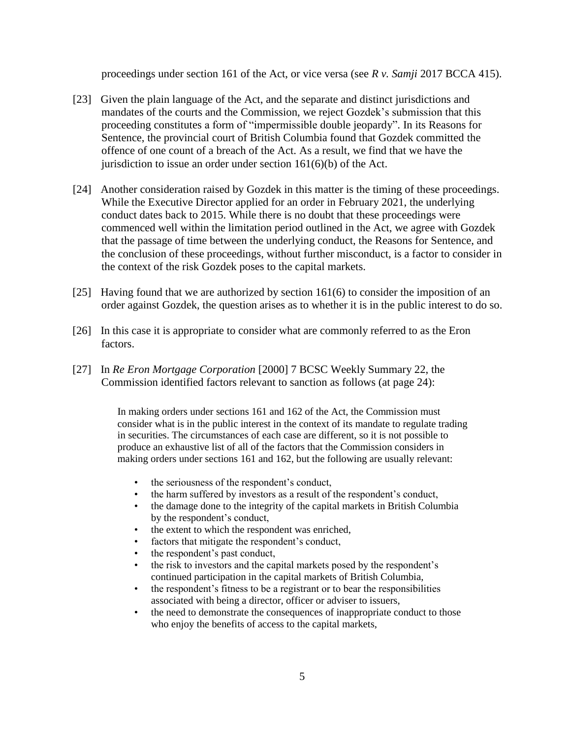proceedings under section 161 of the Act, or vice versa (see *R v. Samji* 2017 BCCA 415).

[23] Given the plain language of the Act, and the separate and distinct jurisdictions and mandates of the courts and the Commission, we reject Gozdek's submission that this proceeding constitutes a form of "impermissible double jeopardy". In its Reasons for Sentence, the provincial court of British Columbia found that Gozdek committed the offence of one count of a breach of the Act. As a result, we find that we have the jurisdiction to issue an order under section 161(6)(b) of the Act.

[24] Another consideration raised by Gozdek in this matter is the timing of these proceedings. While the Executive Director applied for an order in February 2021, the underlying conduct dates back to 2015. While there is no doubt that these proceedings were commenced well within the limitation period outlined in the Act, we agree with Gozdek that the passage of time between the underlying conduct, the Reasons for Sentence, and the conclusion of these proceedings, without further misconduct, is a factor to consider in the context of the risk Gozdek poses to the capital markets.

[25] Having found that we are authorized by section 161(6) to consider the imposition of an order against Gozdek, the question arises as to whether it is in the public interest to do so.

[26] In this case it is appropriate to consider what are commonly referred to as the Eron factors.

[27] In *Re Eron Mortgage Corporation* [2000] 7 BCSC Weekly Summary 22, the Commission identified factors relevant to sanction as follows (at page 24):

> In making orders under sections 161 and 162 of the Act, the Commission must consider what is in the public interest in the context of its mandate to regulate trading in securities. The circumstances of each case are different, so it is not possible to produce an exhaustive list of all of the factors that the Commission considers in making orders under sections 161 and 162, but the following are usually relevant:
>
> - the seriousness of the respondent's conduct,
> - the harm suffered by investors as a result of the respondent's conduct,
> - the damage done to the integrity of the capital markets in British Columbia by the respondent's conduct,
> - the extent to which the respondent was enriched,
> - factors that mitigate the respondent's conduct,
> - the respondent's past conduct,
> - the risk to investors and the capital markets posed by the respondent's continued participation in the capital markets of British Columbia,
> - the respondent's fitness to be a registrant or to bear the responsibilities associated with being a director, officer or adviser to issuers,
> - the need to demonstrate the consequences of inappropriate conduct to those who enjoy the benefits of access to the capital markets,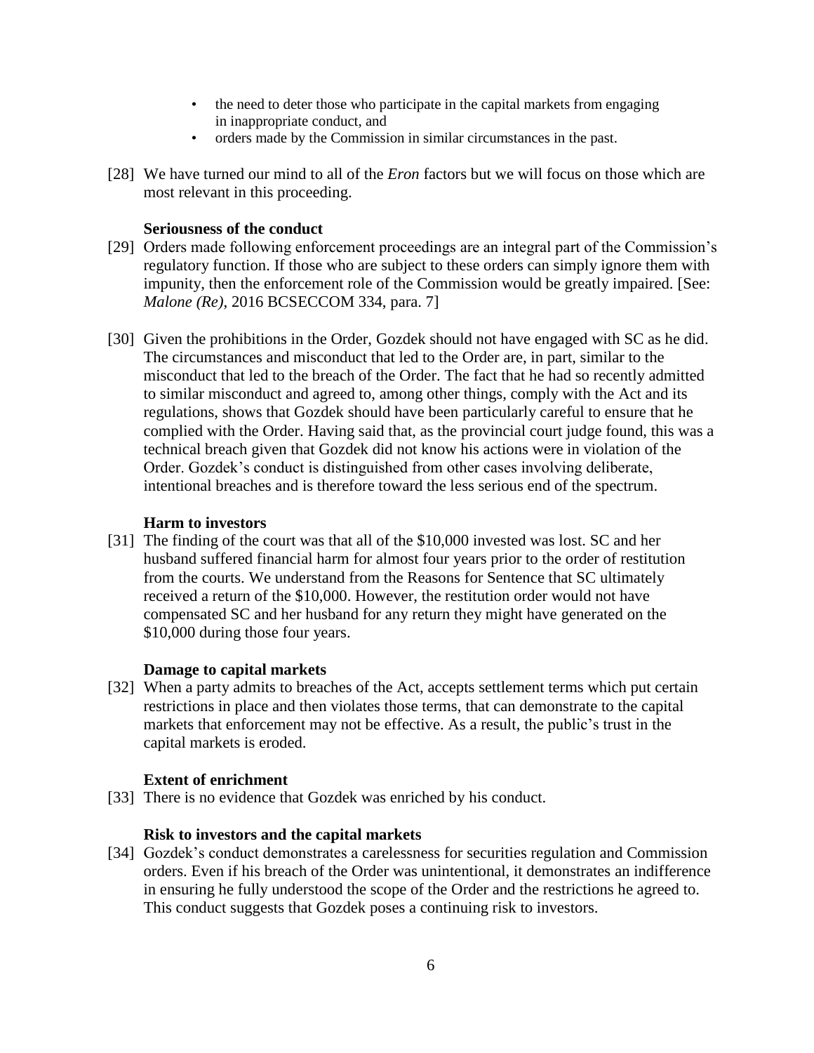- the need to deter those who participate in the capital markets from engaging in inappropriate conduct, and
- orders made by the Commission in similar circumstances in the past.

[28] We have turned our mind to all of the *Eron* factors but we will focus on those which are most relevant in this proceeding.

**Seriousness of the conduct**

[29] Orders made following enforcement proceedings are an integral part of the Commission's regulatory function. If those who are subject to these orders can simply ignore them with impunity, then the enforcement role of the Commission would be greatly impaired. [See: *Malone (Re)*, 2016 BCSECCOM 334, para. 7]

[30] Given the prohibitions in the Order, Gozdek should not have engaged with SC as he did. The circumstances and misconduct that led to the Order are, in part, similar to the misconduct that led to the breach of the Order. The fact that he had so recently admitted to similar misconduct and agreed to, among other things, comply with the Act and its regulations, shows that Gozdek should have been particularly careful to ensure that he complied with the Order. Having said that, as the provincial court judge found, this was a technical breach given that Gozdek did not know his actions were in violation of the Order. Gozdek's conduct is distinguished from other cases involving deliberate, intentional breaches and is therefore toward the less serious end of the spectrum.

**Harm to investors**

[31] The finding of the court was that all of the $10,000 invested was lost. SC and her husband suffered financial harm for almost four years prior to the order of restitution from the courts. We understand from the Reasons for Sentence that SC ultimately received a return of the $10,000. However, the restitution order would not have compensated SC and her husband for any return they might have generated on the $10,000 during those four years.

**Damage to capital markets**

[32] When a party admits to breaches of the Act, accepts settlement terms which put certain restrictions in place and then violates those terms, that can demonstrate to the capital markets that enforcement may not be effective. As a result, the public's trust in the capital markets is eroded.

**Extent of enrichment**

[33] There is no evidence that Gozdek was enriched by his conduct.

**Risk to investors and the capital markets**

[34] Gozdek's conduct demonstrates a carelessness for securities regulation and Commission orders. Even if his breach of the Order was unintentional, it demonstrates an indifference in ensuring he fully understood the scope of the Order and the restrictions he agreed to. This conduct suggests that Gozdek poses a continuing risk to investors.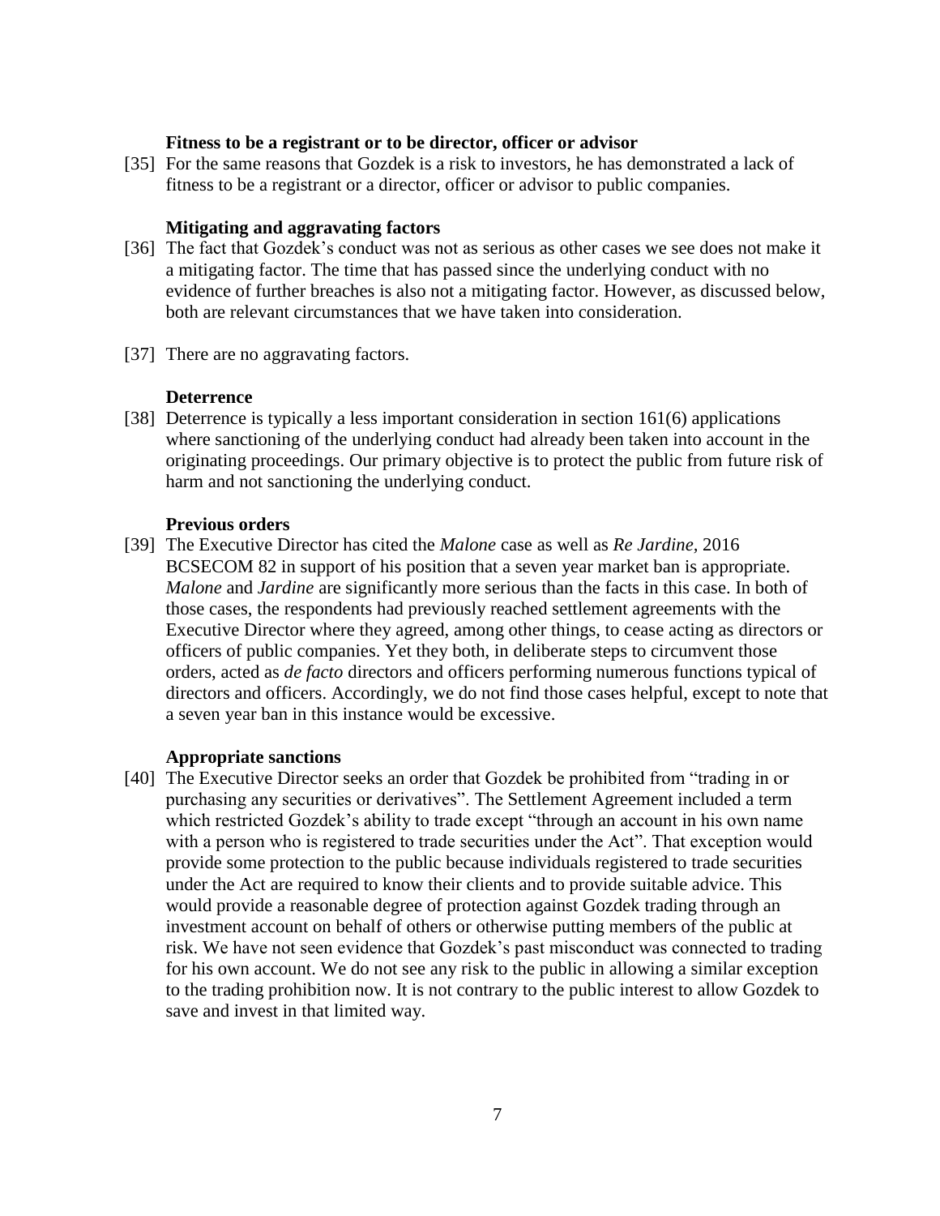### Fitness to be a registrant or to be director, officer or advisor

[35] For the same reasons that Gozdek is a risk to investors, he has demonstrated a lack of fitness to be a registrant or a director, officer or advisor to public companies.

### Mitigating and aggravating factors

[36] The fact that Gozdek's conduct was not as serious as other cases we see does not make it a mitigating factor. The time that has passed since the underlying conduct with no evidence of further breaches is also not a mitigating factor. However, as discussed below, both are relevant circumstances that we have taken into consideration.

[37] There are no aggravating factors.

### Deterrence

[38] Deterrence is typically a less important consideration in section 161(6) applications where sanctioning of the underlying conduct had already been taken into account in the originating proceedings. Our primary objective is to protect the public from future risk of harm and not sanctioning the underlying conduct.

### Previous orders

[39] The Executive Director has cited the *Malone* case as well as *Re Jardine*, 2016 BCSECOM 82 in support of his position that a seven year market ban is appropriate. *Malone* and *Jardine* are significantly more serious than the facts in this case. In both of those cases, the respondents had previously reached settlement agreements with the Executive Director where they agreed, among other things, to cease acting as directors or officers of public companies. Yet they both, in deliberate steps to circumvent those orders, acted as *de facto* directors and officers performing numerous functions typical of directors and officers. Accordingly, we do not find those cases helpful, except to note that a seven year ban in this instance would be excessive.

### Appropriate sanctions

[40] The Executive Director seeks an order that Gozdek be prohibited from "trading in or purchasing any securities or derivatives". The Settlement Agreement included a term which restricted Gozdek's ability to trade except "through an account in his own name with a person who is registered to trade securities under the Act". That exception would provide some protection to the public because individuals registered to trade securities under the Act are required to know their clients and to provide suitable advice. This would provide a reasonable degree of protection against Gozdek trading through an investment account on behalf of others or otherwise putting members of the public at risk. We have not seen evidence that Gozdek's past misconduct was connected to trading for his own account. We do not see any risk to the public in allowing a similar exception to the trading prohibition now. It is not contrary to the public interest to allow Gozdek to save and invest in that limited way.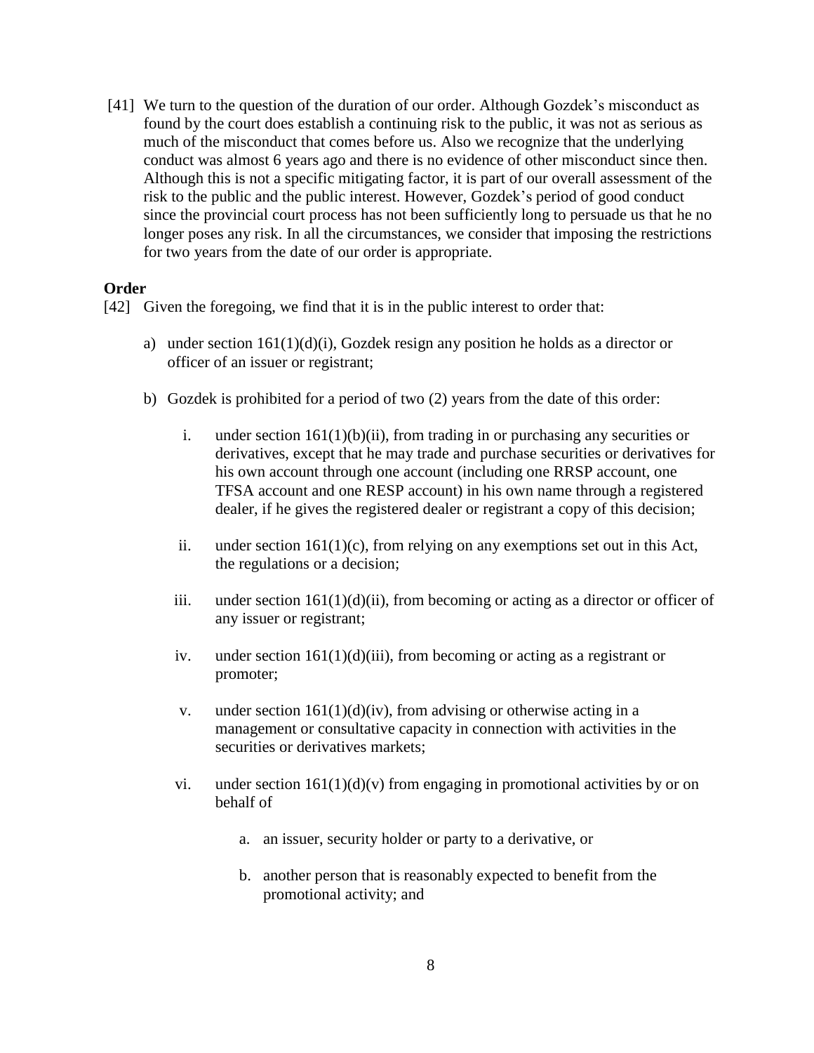[41] We turn to the question of the duration of our order. Although Gozdek's misconduct as found by the court does establish a continuing risk to the public, it was not as serious as much of the misconduct that comes before us. Also we recognize that the underlying conduct was almost 6 years ago and there is no evidence of other misconduct since then. Although this is not a specific mitigating factor, it is part of our overall assessment of the risk to the public and the public interest. However, Gozdek's period of good conduct since the provincial court process has not been sufficiently long to persuade us that he no longer poses any risk. In all the circumstances, we consider that imposing the restrictions for two years from the date of our order is appropriate.

**Order**

[42] Given the foregoing, we find that it is in the public interest to order that:

a) under section 161(1)(d)(i), Gozdek resign any position he holds as a director or officer of an issuer or registrant;

b) Gozdek is prohibited for a period of two (2) years from the date of this order:

   i. under section 161(1)(b)(ii), from trading in or purchasing any securities or derivatives, except that he may trade and purchase securities or derivatives for his own account through one account (including one RRSP account, one TFSA account and one RESP account) in his own name through a registered dealer, if he gives the registered dealer or registrant a copy of this decision;

   ii. under section 161(1)(c), from relying on any exemptions set out in this Act, the regulations or a decision;

   iii. under section 161(1)(d)(ii), from becoming or acting as a director or officer of any issuer or registrant;

   iv. under section 161(1)(d)(iii), from becoming or acting as a registrant or promoter;

   v. under section 161(1)(d)(iv), from advising or otherwise acting in a management or consultative capacity in connection with activities in the securities or derivatives markets;

   vi. under section 161(1)(d)(v) from engaging in promotional activities by or on behalf of

      a. an issuer, security holder or party to a derivative, or

      b. another person that is reasonably expected to benefit from the promotional activity; and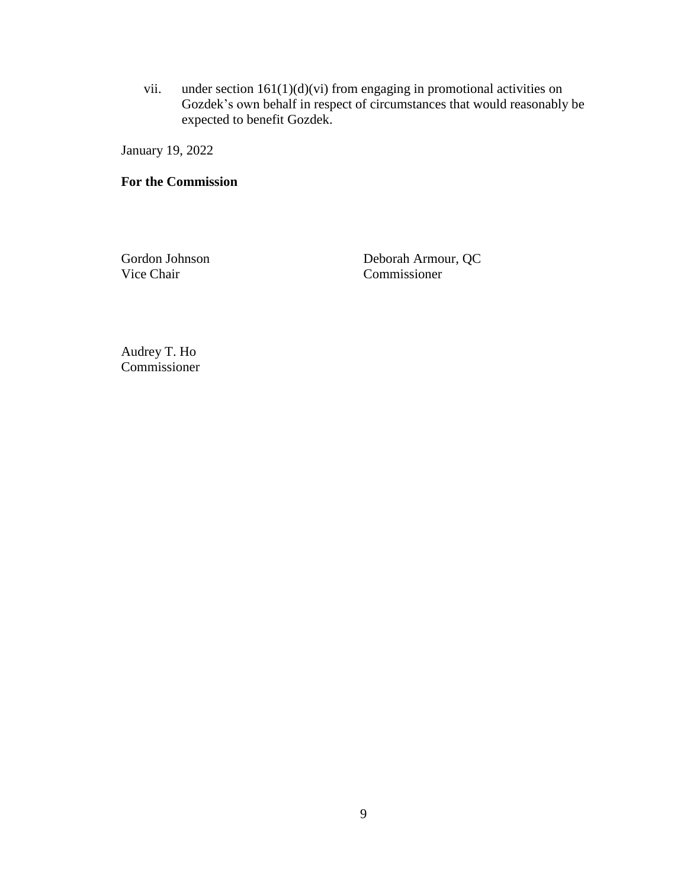vii. under section 161(1)(d)(vi) from engaging in promotional activities on Gozdek's own behalf in respect of circumstances that would reasonably be expected to benefit Gozdek.

January 19, 2022

**For the Commission**

Gordon Johnson
Vice Chair

Deborah Armour, QC
Commissioner

Audrey T. Ho
Commissioner